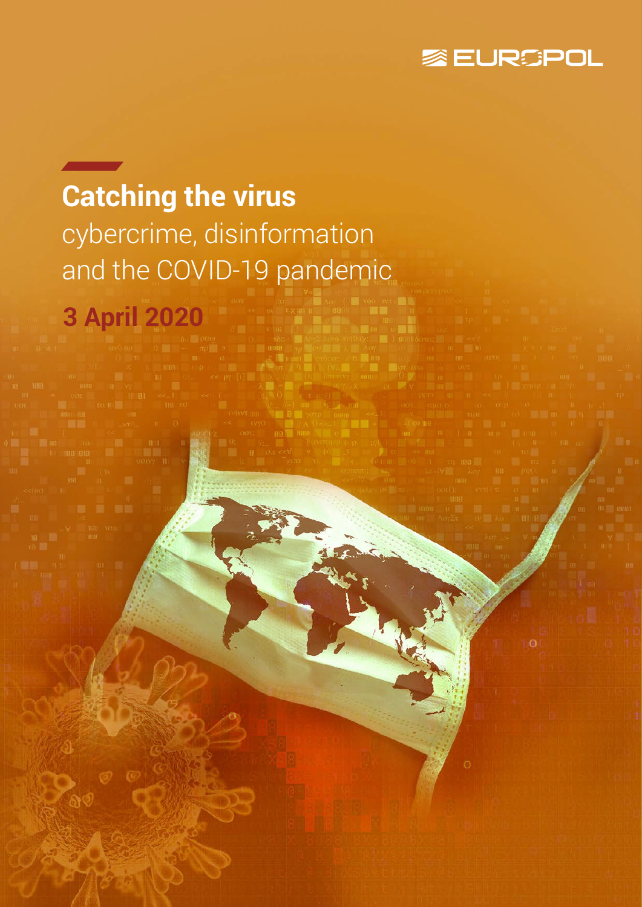EUROPOL

# Catching the virus

cybercrime, disinformation and the COVID-19 pandemic

**3 April 2020**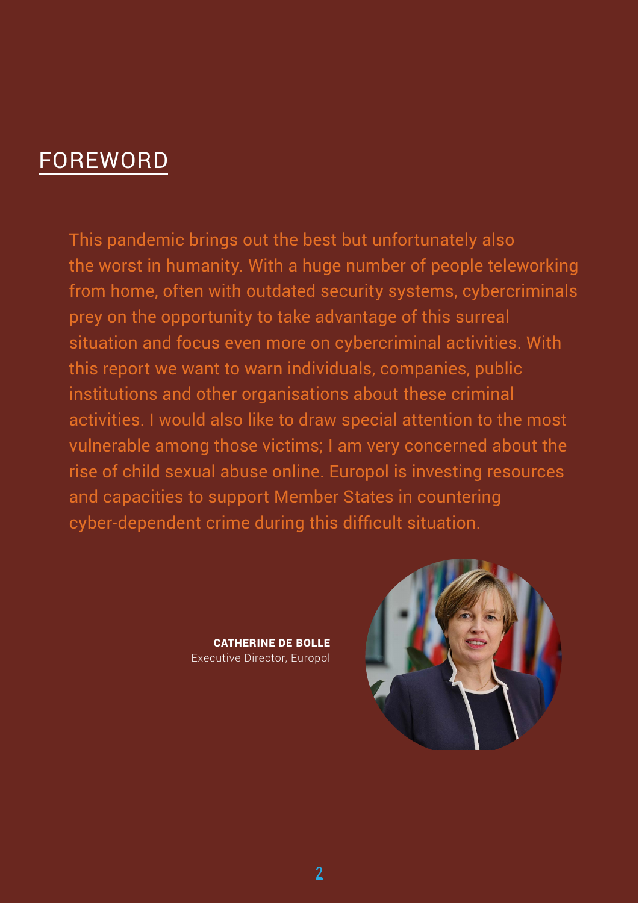## FOREWORD

This pandemic brings out the best but unfortunately also the worst in humanity. With a huge number of people teleworking from home, often with outdated security systems, cybercriminals prey on the opportunity to take advantage of this surreal situation and focus even more on cybercriminal activities. With this report we want to warn individuals, companies, public institutions and other organisations about these criminal activities. I would also like to draw special attention to the most vulnerable among those victims; I am very concerned about the rise of child sexual abuse online. Europol is investing resources and capacities to support Member States in countering cyber-dependent crime during this difficult situation.

**CATHERINE DE BOLLE**
Executive Director, Europol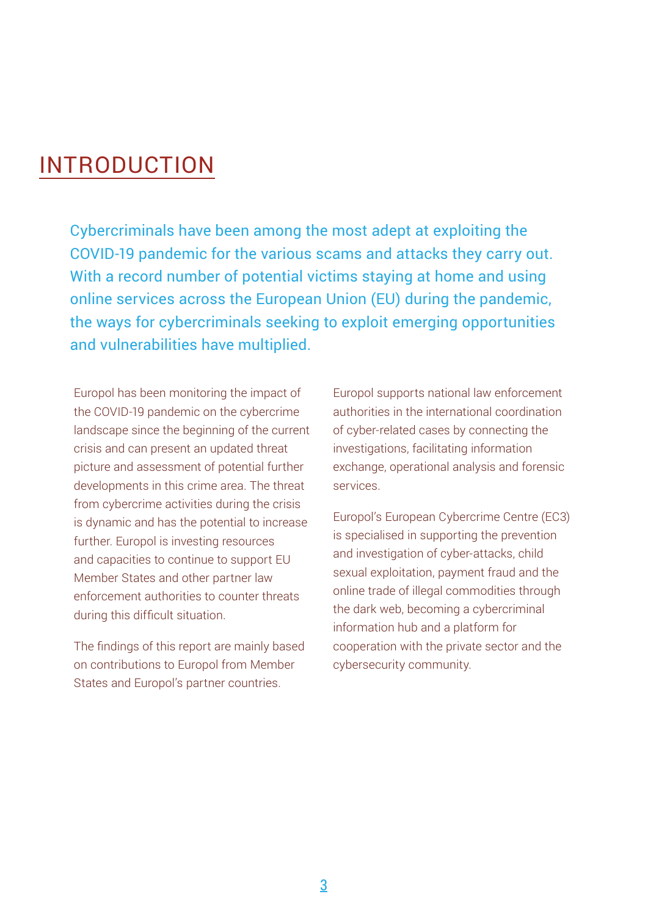# INTRODUCTION

Cybercriminals have been among the most adept at exploiting the COVID-19 pandemic for the various scams and attacks they carry out. With a record number of potential victims staying at home and using online services across the European Union (EU) during the pandemic, the ways for cybercriminals seeking to exploit emerging opportunities and vulnerabilities have multiplied.

Europol has been monitoring the impact of the COVID-19 pandemic on the cybercrime landscape since the beginning of the current crisis and can present an updated threat picture and assessment of potential further developments in this crime area. The threat from cybercrime activities during the crisis is dynamic and has the potential to increase further. Europol is investing resources and capacities to continue to support EU Member States and other partner law enforcement authorities to counter threats during this difficult situation.

The findings of this report are mainly based on contributions to Europol from Member States and Europol's partner countries.

Europol supports national law enforcement authorities in the international coordination of cyber-related cases by connecting the investigations, facilitating information exchange, operational analysis and forensic services.

Europol's European Cybercrime Centre (EC3) is specialised in supporting the prevention and investigation of cyber-attacks, child sexual exploitation, payment fraud and the online trade of illegal commodities through the dark web, becoming a cybercriminal information hub and a platform for cooperation with the private sector and the cybersecurity community.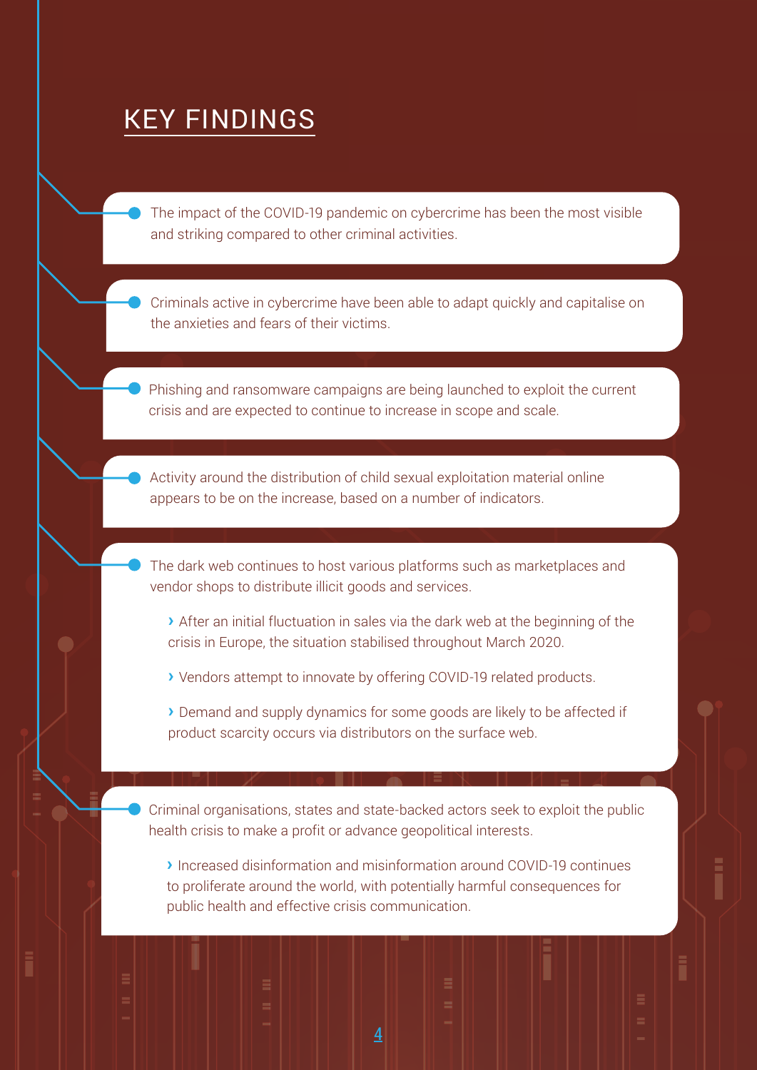# KEY FINDINGS

- The impact of the COVID-19 pandemic on cybercrime has been the most visible and striking compared to other criminal activities.

- Criminals active in cybercrime have been able to adapt quickly and capitalise on the anxieties and fears of their victims.

- Phishing and ransomware campaigns are being launched to exploit the current crisis and are expected to continue to increase in scope and scale.

- Activity around the distribution of child sexual exploitation material online appears to be on the increase, based on a number of indicators.

- The dark web continues to host various platforms such as marketplaces and vendor shops to distribute illicit goods and services.
  - After an initial fluctuation in sales via the dark web at the beginning of the crisis in Europe, the situation stabilised throughout March 2020.
  - Vendors attempt to innovate by offering COVID-19 related products.
  - Demand and supply dynamics for some goods are likely to be affected if product scarcity occurs via distributors on the surface web.

- Criminal organisations, states and state-backed actors seek to exploit the public health crisis to make a profit or advance geopolitical interests.
  - Increased disinformation and misinformation around COVID-19 continues to proliferate around the world, with potentially harmful consequences for public health and effective crisis communication.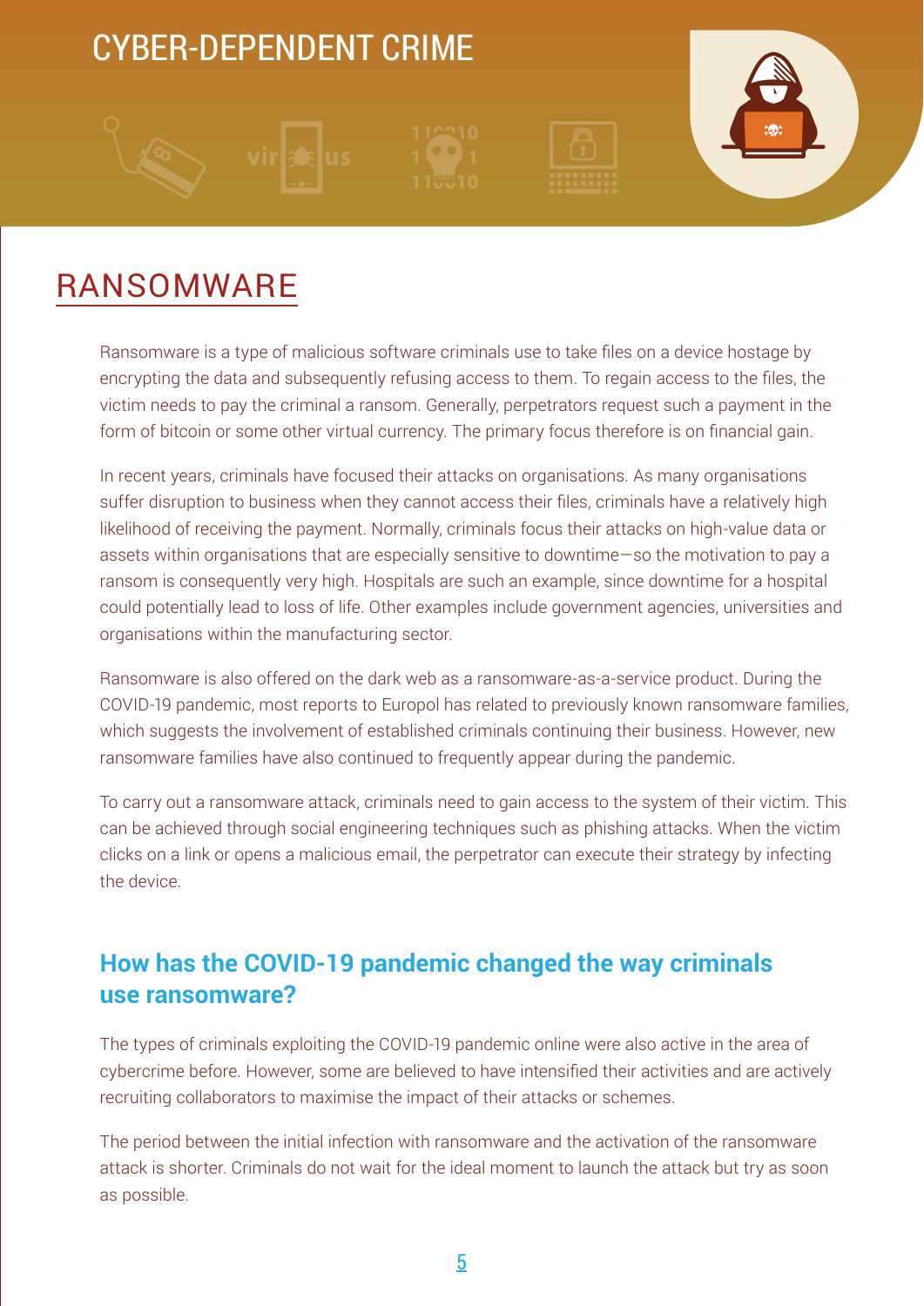# CYBER-DEPENDENT CRIME

## RANSOMWARE

Ransomware is a type of malicious software criminals use to take files on a device hostage by encrypting the data and subsequently refusing access to them. To regain access to the files, the victim needs to pay the criminal a ransom. Generally, perpetrators request such a payment in the form of bitcoin or some other virtual currency. The primary focus therefore is on financial gain.

In recent years, criminals have focused their attacks on organisations. As many organisations suffer disruption to business when they cannot access their files, criminals have a relatively high likelihood of receiving the payment. Normally, criminals focus their attacks on high-value data or assets within organisations that are especially sensitive to downtime—so the motivation to pay a ransom is consequently very high. Hospitals are such an example, since downtime for a hospital could potentially lead to loss of life. Other examples include government agencies, universities and organisations within the manufacturing sector.

Ransomware is also offered on the dark web as a ransomware-as-a-service product. During the COVID-19 pandemic, most reports to Europol has related to previously known ransomware families, which suggests the involvement of established criminals continuing their business. However, new ransomware families have also continued to frequently appear during the pandemic.

To carry out a ransomware attack, criminals need to gain access to the system of their victim. This can be achieved through social engineering techniques such as phishing attacks. When the victim clicks on a link or opens a malicious email, the perpetrator can execute their strategy by infecting the device.

### How has the COVID-19 pandemic changed the way criminals use ransomware?

The types of criminals exploiting the COVID-19 pandemic online were also active in the area of cybercrime before. However, some are believed to have intensified their activities and are actively recruiting collaborators to maximise the impact of their attacks or schemes.

The period between the initial infection with ransomware and the activation of the ransomware attack is shorter. Criminals do not wait for the ideal moment to launch the attack but try as soon as possible.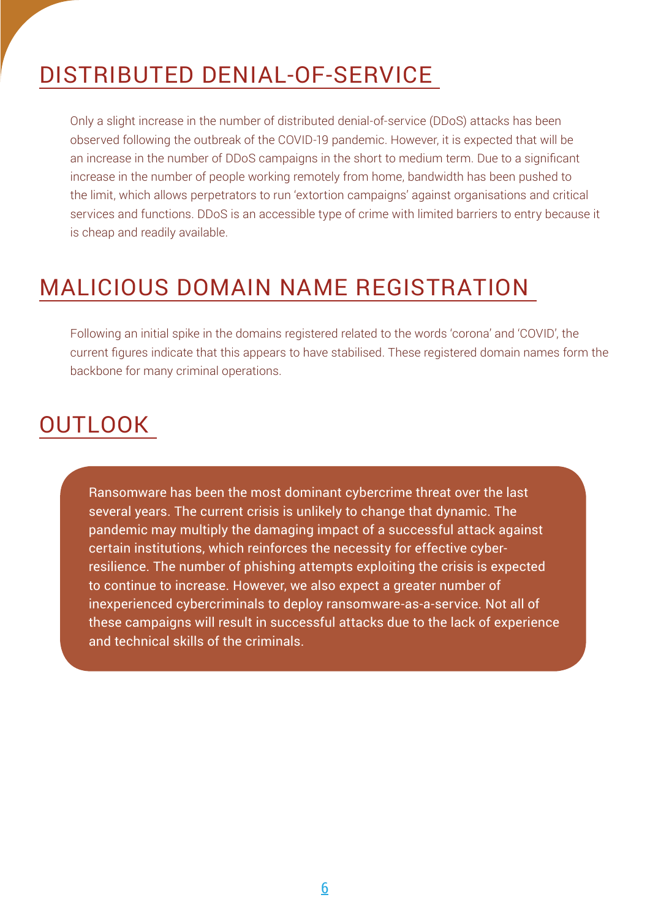## DISTRIBUTED DENIAL-OF-SERVICE

Only a slight increase in the number of distributed denial-of-service (DDoS) attacks has been observed following the outbreak of the COVID-19 pandemic. However, it is expected that will be an increase in the number of DDoS campaigns in the short to medium term. Due to a significant increase in the number of people working remotely from home, bandwidth has been pushed to the limit, which allows perpetrators to run 'extortion campaigns' against organisations and critical services and functions. DDoS is an accessible type of crime with limited barriers to entry because it is cheap and readily available.

## MALICIOUS DOMAIN NAME REGISTRATION

Following an initial spike in the domains registered related to the words 'corona' and 'COVID', the current figures indicate that this appears to have stabilised. These registered domain names form the backbone for many criminal operations.

## OUTLOOK

Ransomware has been the most dominant cybercrime threat over the last several years. The current crisis is unlikely to change that dynamic. The pandemic may multiply the damaging impact of a successful attack against certain institutions, which reinforces the necessity for effective cyber-resilience. The number of phishing attempts exploiting the crisis is expected to continue to increase. However, we also expect a greater number of inexperienced cybercriminals to deploy ransomware-as-a-service. Not all of these campaigns will result in successful attacks due to the lack of experience and technical skills of the criminals.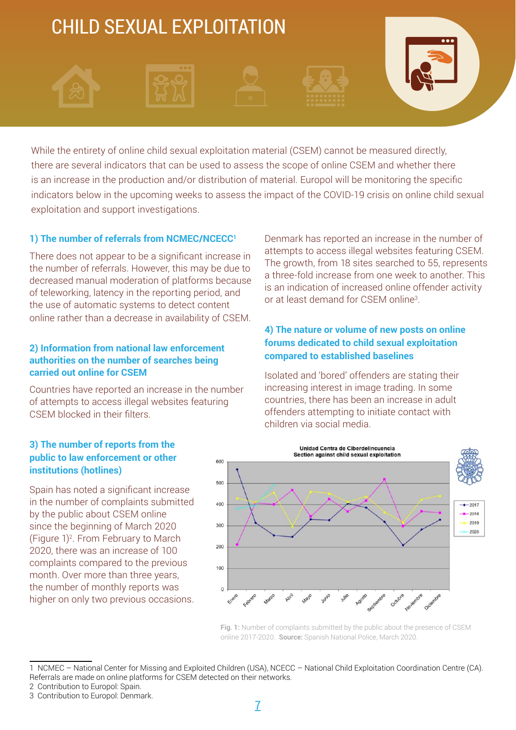# CHILD SEXUAL EXPLOITATION

While the entirety of online child sexual exploitation material (CSEM) cannot be measured directly, there are several indicators that can be used to assess the scope of online CSEM and whether there is an increase in the production and/or distribution of material. Europol will be monitoring the specific indicators below in the upcoming weeks to assess the impact of the COVID-19 crisis on online child sexual exploitation and support investigations.

### 1) The number of referrals from NCMEC/NCECC[1]

There does not appear to be a significant increase in the number of referrals. However, this may be due to decreased manual moderation of platforms because of teleworking, latency in the reporting period, and the use of automatic systems to detect content online rather than a decrease in availability of CSEM.

### 2) Information from national law enforcement authorities on the number of searches being carried out online for CSEM

Countries have reported an increase in the number of attempts to access illegal websites featuring CSEM blocked in their filters.

### 3) The number of reports from the public to law enforcement or other institutions (hotlines)

Spain has noted a significant increase in the number of complaints submitted by the public about CSEM online since the beginning of March 2020 (Figure 1)[2]. From February to March 2020, there was an increase of 100 complaints compared to the previous month. Over more than three years, the number of monthly reports was higher on only two previous occasions.

Denmark has reported an increase in the number of attempts to access illegal websites featuring CSEM. The growth, from 18 sites searched to 55, represents a three-fold increase from one week to another. This is an indication of increased online offender activity or at least demand for CSEM online[3].

### 4) The nature or volume of new posts on online forums dedicated to child sexual exploitation compared to established baselines

Isolated and 'bored' offenders are stating their increasing interest in image trading. In some countries, there has been an increase in adult offenders attempting to initiate contact with children via social media.

**Fig. 1:** Number of complaints submitted by the public about the presence of CSEM online 2017-2020. **Source:** Spanish National Police, March 2020.

---

1 NCMEC – National Center for Missing and Exploited Children (USA), NCECC – National Child Exploitation Coordination Centre (CA). Referrals are made on online platforms for CSEM detected on their networks.

2 Contribution to Europol: Spain.

3 Contribution to Europol: Denmark.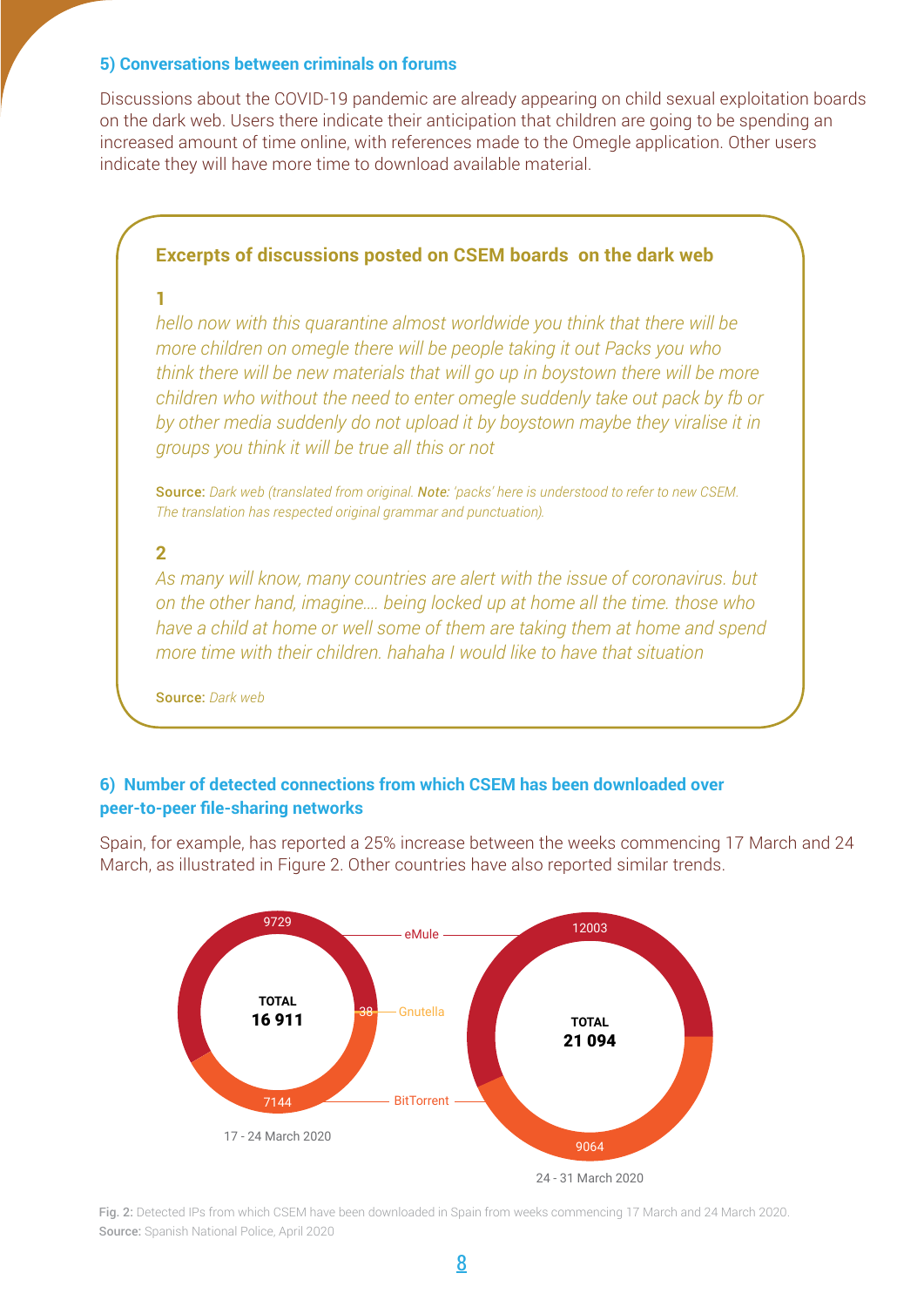### 5) Conversations between criminals on forums

Discussions about the COVID-19 pandemic are already appearing on child sexual exploitation boards on the dark web. Users there indicate their anticipation that children are going to be spending an increased amount of time online, with references made to the Omegle application. Other users indicate they will have more time to download available material.

#### Excerpts of discussions posted on CSEM boards on the dark web

**1**

*hello now with this quarantine almost worldwide you think that there will be more children on omegle there will be people taking it out Packs you who think there will be new materials that will go up in boystown there will be more children who without the need to enter omegle suddenly take out pack by fb or by other media suddenly do not upload it by boystown maybe they viralise it in groups you think it will be true all this or not*

**Source:** *Dark web (translated from original.* ***Note:*** *'packs' here is understood to refer to new CSEM. The translation has respected original grammar and punctuation).*

**2**

*As many will know, many countries are alert with the issue of coronavirus. but on the other hand, imagine.... being locked up at home all the time. those who have a child at home or well some of them are taking them at home and spend more time with their children. hahaha I would like to have that situation*

**Source:** *Dark web*

### 6) Number of detected connections from which CSEM has been downloaded over peer-to-peer file-sharing networks

Spain, for example, has reported a 25% increase between the weeks commencing 17 March and 24 March, as illustrated in Figure 2. Other countries have also reported similar trends.

| | 17 - 24 March 2020 | 24 - 31 March 2020 |
|---|---|---|
| eMule | 9729 | 12003 |
| Gnutella | 38 | |
| BitTorrent | 7144 | 9064 |
| TOTAL | 16 911 | 21 094 |

**Fig. 2:** Detected IPs from which CSEM have been downloaded in Spain from weeks commencing 17 March and 24 March 2020.
**Source:** Spanish National Police, April 2020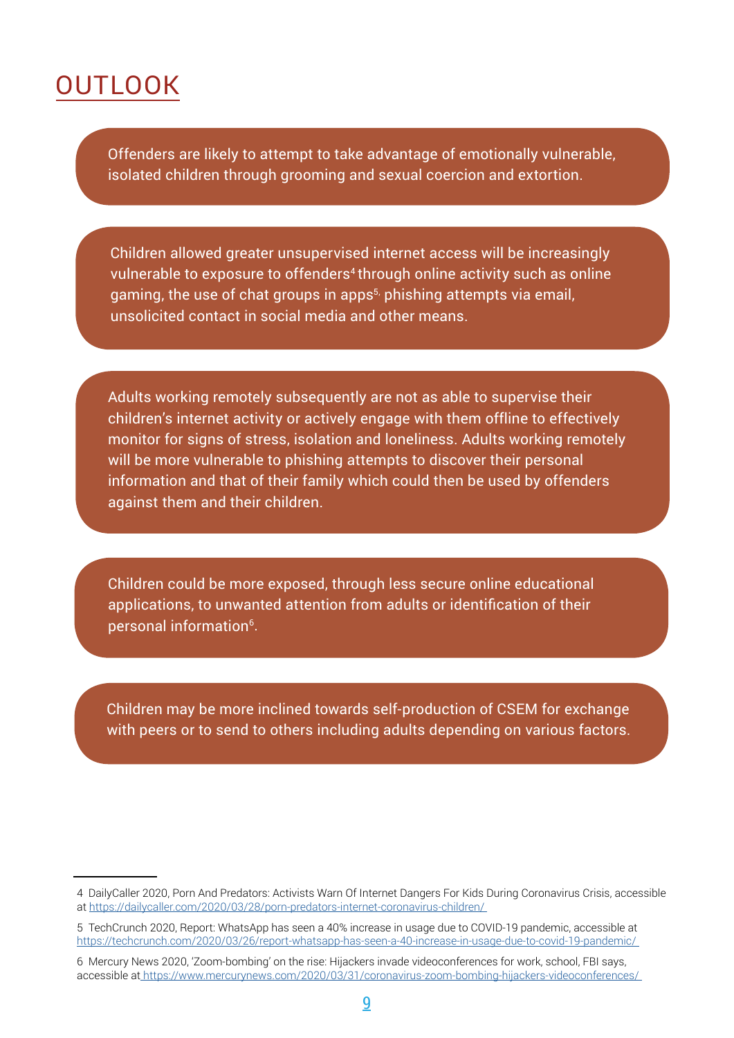# OUTLOOK

Offenders are likely to attempt to take advantage of emotionally vulnerable, isolated children through grooming and sexual coercion and extortion.

Children allowed greater unsupervised internet access will be increasingly vulnerable to exposure to offenders[4] through online activity such as online gaming, the use of chat groups in apps[5], phishing attempts via email, unsolicited contact in social media and other means.

Adults working remotely subsequently are not as able to supervise their children's internet activity or actively engage with them offline to effectively monitor for signs of stress, isolation and loneliness. Adults working remotely will be more vulnerable to phishing attempts to discover their personal information and that of their family which could then be used by offenders against them and their children.

Children could be more exposed, through less secure online educational applications, to unwanted attention from adults or identification of their personal information[6].

Children may be more inclined towards self-production of CSEM for exchange with peers or to send to others including adults depending on various factors.

---

4 DailyCaller 2020, Porn And Predators: Activists Warn Of Internet Dangers For Kids During Coronavirus Crisis, accessible at https://dailycaller.com/2020/03/28/porn-predators-internet-coronavirus-children/

5 TechCrunch 2020, Report: WhatsApp has seen a 40% increase in usage due to COVID-19 pandemic, accessible at https://techcrunch.com/2020/03/26/report-whatsapp-has-seen-a-40-increase-in-usage-due-to-covid-19-pandemic/

6 Mercury News 2020, 'Zoom-bombing' on the rise: Hijackers invade videoconferences for work, school, FBI says, accessible at https://www.mercurynews.com/2020/03/31/coronavirus-zoom-bombing-hijackers-videoconferences/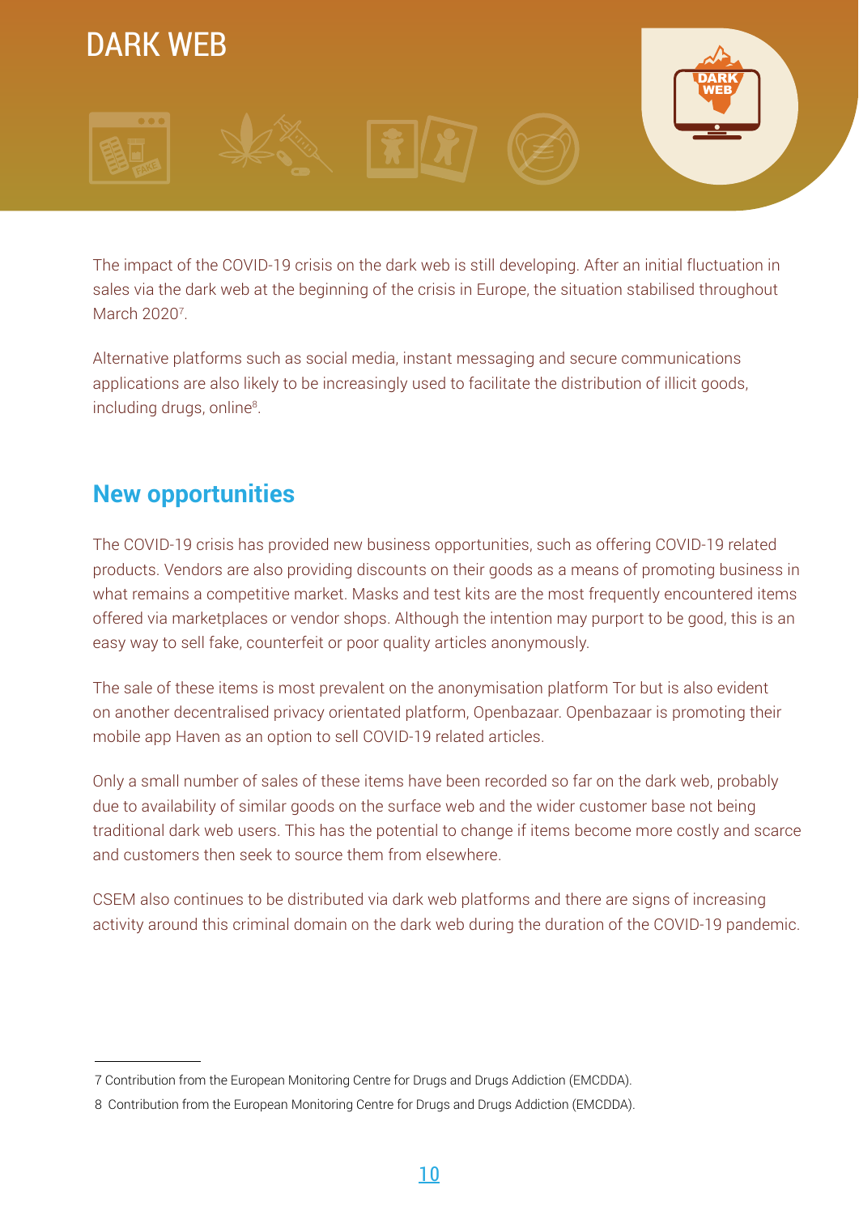# DARK WEB

The impact of the COVID-19 crisis on the dark web is still developing. After an initial fluctuation in sales via the dark web at the beginning of the crisis in Europe, the situation stabilised throughout March 2020[7].

Alternative platforms such as social media, instant messaging and secure communications applications are also likely to be increasingly used to facilitate the distribution of illicit goods, including drugs, online[8].

## New opportunities

The COVID-19 crisis has provided new business opportunities, such as offering COVID-19 related products. Vendors are also providing discounts on their goods as a means of promoting business in what remains a competitive market. Masks and test kits are the most frequently encountered items offered via marketplaces or vendor shops. Although the intention may purport to be good, this is an easy way to sell fake, counterfeit or poor quality articles anonymously.

The sale of these items is most prevalent on the anonymisation platform Tor but is also evident on another decentralised privacy orientated platform, Openbazaar. Openbazaar is promoting their mobile app Haven as an option to sell COVID-19 related articles.

Only a small number of sales of these items have been recorded so far on the dark web, probably due to availability of similar goods on the surface web and the wider customer base not being traditional dark web users. This has the potential to change if items become more costly and scarce and customers then seek to source them from elsewhere.

CSEM also continues to be distributed via dark web platforms and there are signs of increasing activity around this criminal domain on the dark web during the duration of the COVID-19 pandemic.

---

7 Contribution from the European Monitoring Centre for Drugs and Drugs Addiction (EMCDDA).

8 Contribution from the European Monitoring Centre for Drugs and Drugs Addiction (EMCDDA).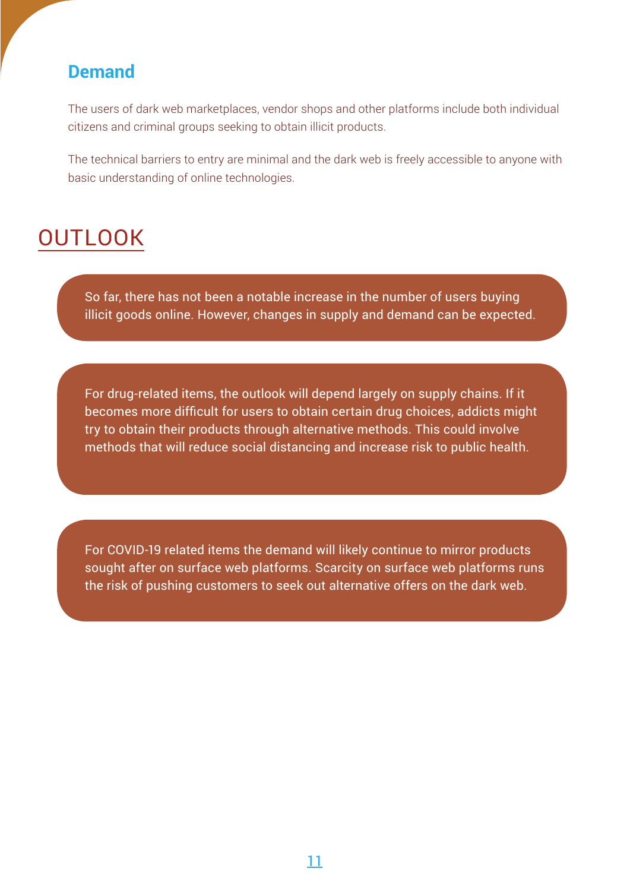### Demand

The users of dark web marketplaces, vendor shops and other platforms include both individual citizens and criminal groups seeking to obtain illicit products.

The technical barriers to entry are minimal and the dark web is freely accessible to anyone with basic understanding of online technologies.

## OUTLOOK

So far, there has not been a notable increase in the number of users buying illicit goods online. However, changes in supply and demand can be expected.

For drug-related items, the outlook will depend largely on supply chains. If it becomes more difficult for users to obtain certain drug choices, addicts might try to obtain their products through alternative methods. This could involve methods that will reduce social distancing and increase risk to public health.

For COVID-19 related items the demand will likely continue to mirror products sought after on surface web platforms. Scarcity on surface web platforms runs the risk of pushing customers to seek out alternative offers on the dark web.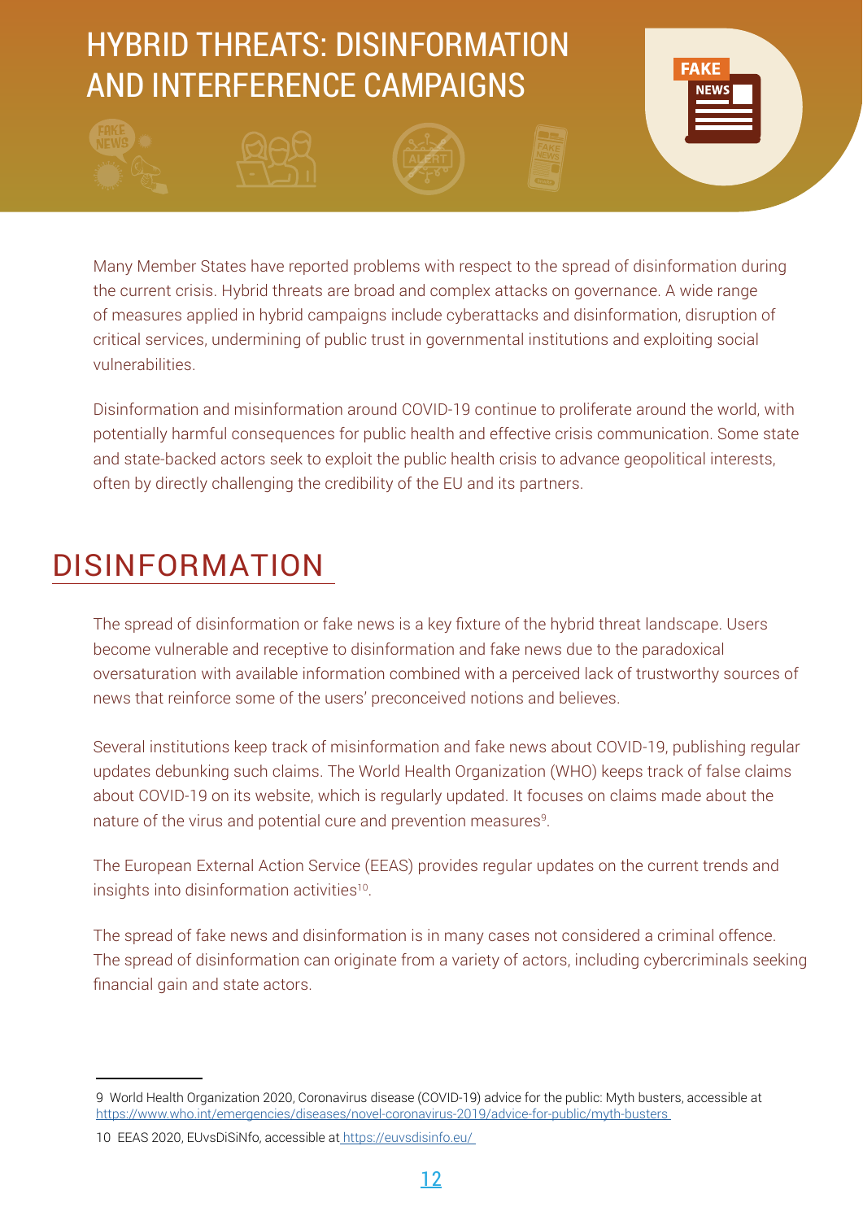# HYBRID THREATS: DISINFORMATION AND INTERFERENCE CAMPAIGNS

Many Member States have reported problems with respect to the spread of disinformation during the current crisis. Hybrid threats are broad and complex attacks on governance. A wide range of measures applied in hybrid campaigns include cyberattacks and disinformation, disruption of critical services, undermining of public trust in governmental institutions and exploiting social vulnerabilities.

Disinformation and misinformation around COVID-19 continue to proliferate around the world, with potentially harmful consequences for public health and effective crisis communication. Some state and state-backed actors seek to exploit the public health crisis to advance geopolitical interests, often by directly challenging the credibility of the EU and its partners.

## DISINFORMATION

The spread of disinformation or fake news is a key fixture of the hybrid threat landscape. Users become vulnerable and receptive to disinformation and fake news due to the paradoxical oversaturation with available information combined with a perceived lack of trustworthy sources of news that reinforce some of the users' preconceived notions and believes.

Several institutions keep track of misinformation and fake news about COVID-19, publishing regular updates debunking such claims. The World Health Organization (WHO) keeps track of false claims about COVID-19 on its website, which is regularly updated. It focuses on claims made about the nature of the virus and potential cure and prevention measures[9].

The European External Action Service (EEAS) provides regular updates on the current trends and insights into disinformation activities[10].

The spread of fake news and disinformation is in many cases not considered a criminal offence. The spread of disinformation can originate from a variety of actors, including cybercriminals seeking financial gain and state actors.

---

9 World Health Organization 2020, Coronavirus disease (COVID-19) advice for the public: Myth busters, accessible at https://www.who.int/emergencies/diseases/novel-coronavirus-2019/advice-for-public/myth-busters

10 EEAS 2020, EUvsDiSiNfo, accessible at https://euvsdisinfo.eu/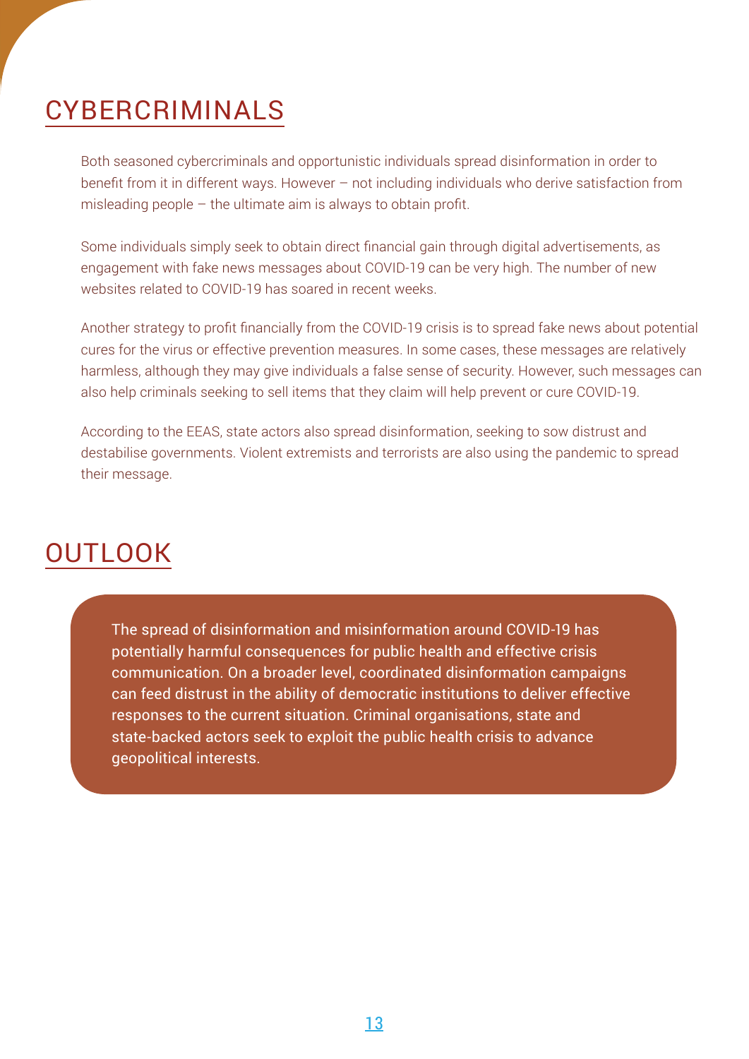## CYBERCRIMINALS

Both seasoned cybercriminals and opportunistic individuals spread disinformation in order to benefit from it in different ways. However – not including individuals who derive satisfaction from misleading people – the ultimate aim is always to obtain profit.

Some individuals simply seek to obtain direct financial gain through digital advertisements, as engagement with fake news messages about COVID-19 can be very high. The number of new websites related to COVID-19 has soared in recent weeks.

Another strategy to profit financially from the COVID-19 crisis is to spread fake news about potential cures for the virus or effective prevention measures. In some cases, these messages are relatively harmless, although they may give individuals a false sense of security. However, such messages can also help criminals seeking to sell items that they claim will help prevent or cure COVID-19.

According to the EEAS, state actors also spread disinformation, seeking to sow distrust and destabilise governments. Violent extremists and terrorists are also using the pandemic to spread their message.

## OUTLOOK

The spread of disinformation and misinformation around COVID-19 has potentially harmful consequences for public health and effective crisis communication. On a broader level, coordinated disinformation campaigns can feed distrust in the ability of democratic institutions to deliver effective responses to the current situation. Criminal organisations, state and state-backed actors seek to exploit the public health crisis to advance geopolitical interests.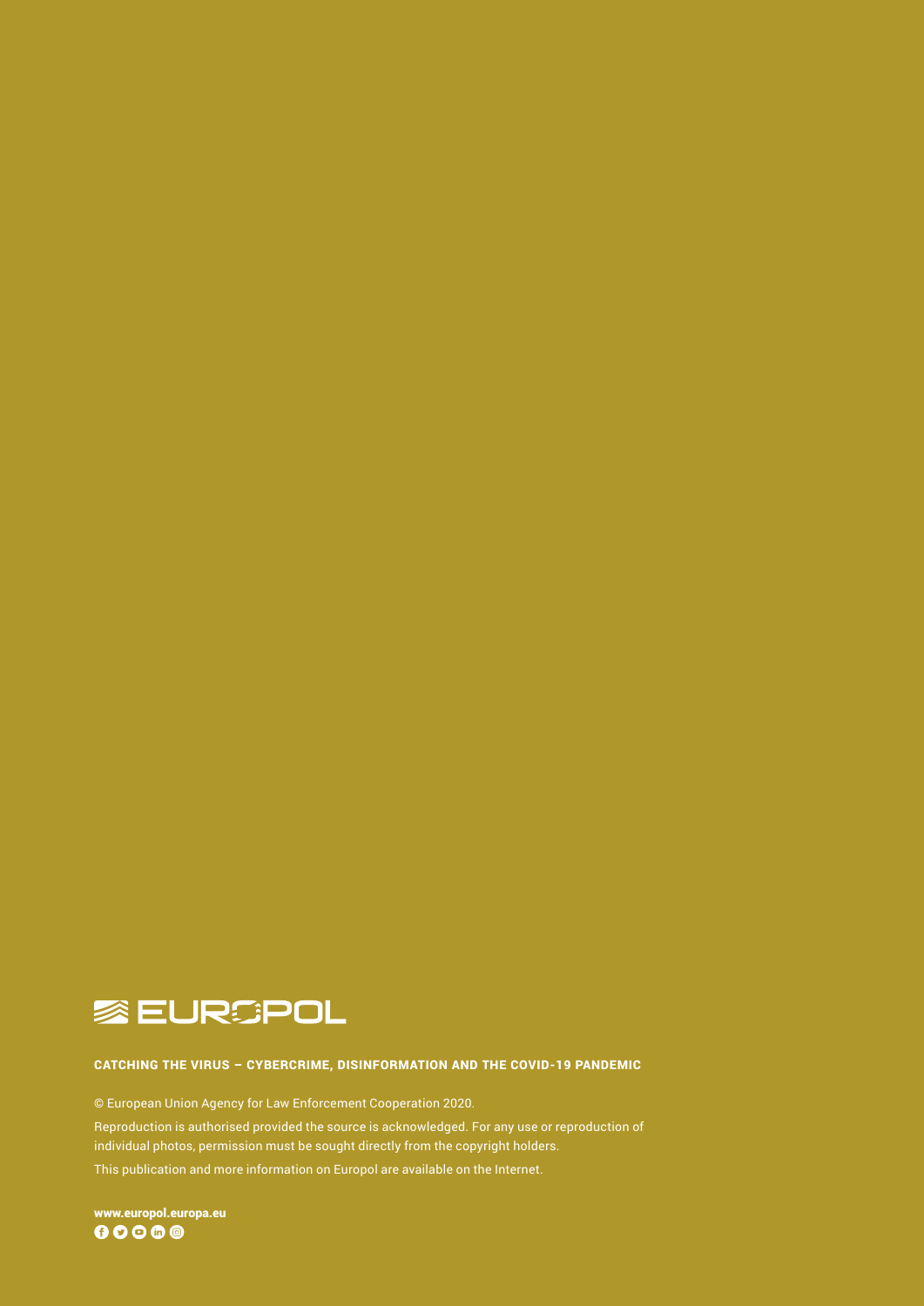EUROPOL

**CATCHING THE VIRUS – CYBERCRIME, DISINFORMATION AND THE COVID-19 PANDEMIC**

© European Union Agency for Law Enforcement Cooperation 2020.

Reproduction is authorised provided the source is acknowledged. For any use or reproduction of individual photos, permission must be sought directly from the copyright holders.

This publication and more information on Europol are available on the Internet.

**www.europol.europa.eu**